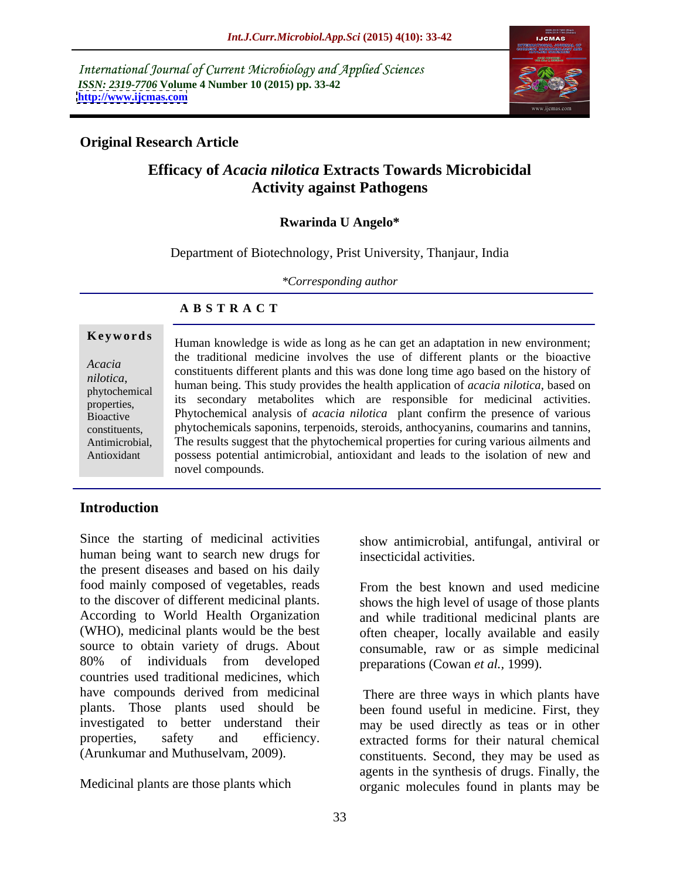International Journal of Current Microbiology and Applied Sciences
*ISSN: 2319-7706* **Volume 4 Number 10 (2015) pp. 33-42**
**http://www.ijcmas.com**

**Original Research Article**

# Efficacy of *Acacia nilotica* Extracts Towards Microbicidal Activity against Pathogens

**Rwarinda U Angelo***

Department of Biotechnology, Prist University, Thanjaur, India

*\*Corresponding author*

**A B S T R A C T**

**Keywords**

*Acacia nilotica*, phytochemical properties, Bioactive constituents, Antimicrobial, Antioxidant

Human knowledge is wide as long as he can get an adaptation in new environment; the traditional medicine involves the use of different plants or the bioactive constituents different plants and this was done long time ago based on the history of human being. This study provides the health application of *acacia nilotica*, based on its secondary metabolites which are responsible for medicinal activities. Phytochemical analysis of *acacia nilotica* plant confirm the presence of various phytochemicals saponins, terpenoids, steroids, anthocyanins, coumarins and tannins, The results suggest that the phytochemical properties for curing various ailments and possess potential antimicrobial, antioxidant and leads to the isolation of new and novel compounds.

## Introduction

Since the starting of medicinal activities human being want to search new drugs for the present diseases and based on his daily food mainly composed of vegetables, reads to the discover of different medicinal plants. According to World Health Organization (WHO), medicinal plants would be the best source to obtain variety of drugs. About 80% of individuals from developed countries used traditional medicines, which have compounds derived from medicinal plants. Those plants used should be investigated to better understand their properties, safety and efficiency. (Arunkumar and Muthuselvam, 2009).

Medicinal plants are those plants which show antimicrobial, antifungal, antiviral or insecticidal activities.

From the best known and used medicine shows the high level of usage of those plants and while traditional medicinal plants are often cheaper, locally available and easily consumable, raw or as simple medicinal preparations (Cowan *et al.,* 1999).

There are three ways in which plants have been found useful in medicine. First, they may be used directly as teas or in other extracted forms for their natural chemical constituents. Second, they may be used as agents in the synthesis of drugs. Finally, the organic molecules found in plants may be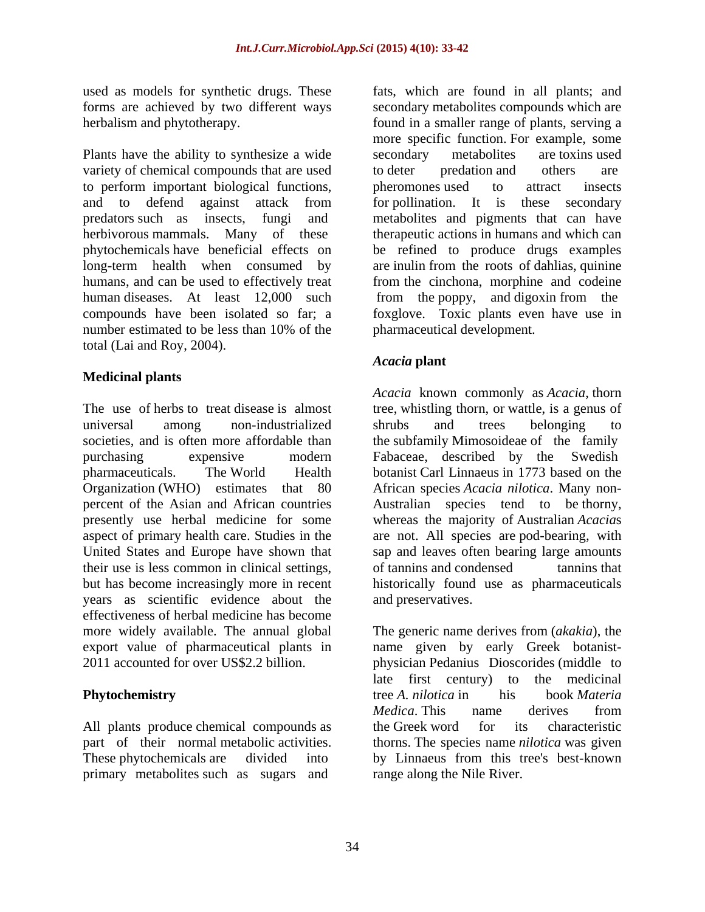used as models for synthetic drugs. These forms are achieved by two different ways herbalism and phytotherapy.

Plants have the ability to synthesize a wide variety of chemical compounds that are used to perform important biological functions, and to defend against attack from predators such as insects, fungi and herbivorous mammals. Many of these phytochemicals have beneficial effects on long-term health when consumed by humans, and can be used to effectively treat human diseases. At least 12,000 such compounds have been isolated so far; a number estimated to be less than 10% of the total (Lai and Roy, 2004).

## Medicinal plants

The use of herbs to treat disease is almost universal among non-industrialized societies, and is often more affordable than purchasing expensive modern pharmaceuticals. The World Health Organization (WHO) estimates that 80 percent of the Asian and African countries presently use herbal medicine for some aspect of primary health care. Studies in the United States and Europe have shown that their use is less common in clinical settings, but has become increasingly more in recent years as scientific evidence about the effectiveness of herbal medicine has become more widely available. The annual global export value of pharmaceutical plants in 2011 accounted for over US$2.2 billion.

## Phytochemistry

All plants produce chemical compounds as part of their normal metabolic activities. These phytochemicals are divided into primary metabolites such as sugars and fats, which are found in all plants; and secondary metabolites compounds which are found in a smaller range of plants, serving a more specific function. For example, some secondary metabolites are toxins used to deter predation and others are pheromones used to attract insects for pollination. It is these secondary metabolites and pigments that can have therapeutic actions in humans and which can be refined to produce drugs examples are inulin from the roots of dahlias, quinine from the cinchona, morphine and codeine from the poppy, and digoxin from the foxglove. Toxic plants even have use in pharmaceutical development.

## *Acacia* plant

*Acacia* known commonly as *Acacia*, thorn tree, whistling thorn, or wattle, is a genus of shrubs and trees belonging to the subfamily Mimosoideae of the family Fabaceae, described by the Swedish botanist Carl Linnaeus in 1773 based on the African species *Acacia nilotica*. Many non-Australian species tend to be thorny, whereas the majority of Australian *Acacia*s are not. All species are pod-bearing, with sap and leaves often bearing large amounts of tannins and condensed tannins that historically found use as pharmaceuticals and preservatives.

The generic name derives from (*akakia*), the name given by early Greek botanist-physician Pedanius Dioscorides (middle to late first century) to the medicinal tree *A. nilotica* in his book *Materia Medica*. This name derives from the Greek word for its characteristic thorns. The species name *nilotica* was given by Linnaeus from this tree's best-known range along the Nile River.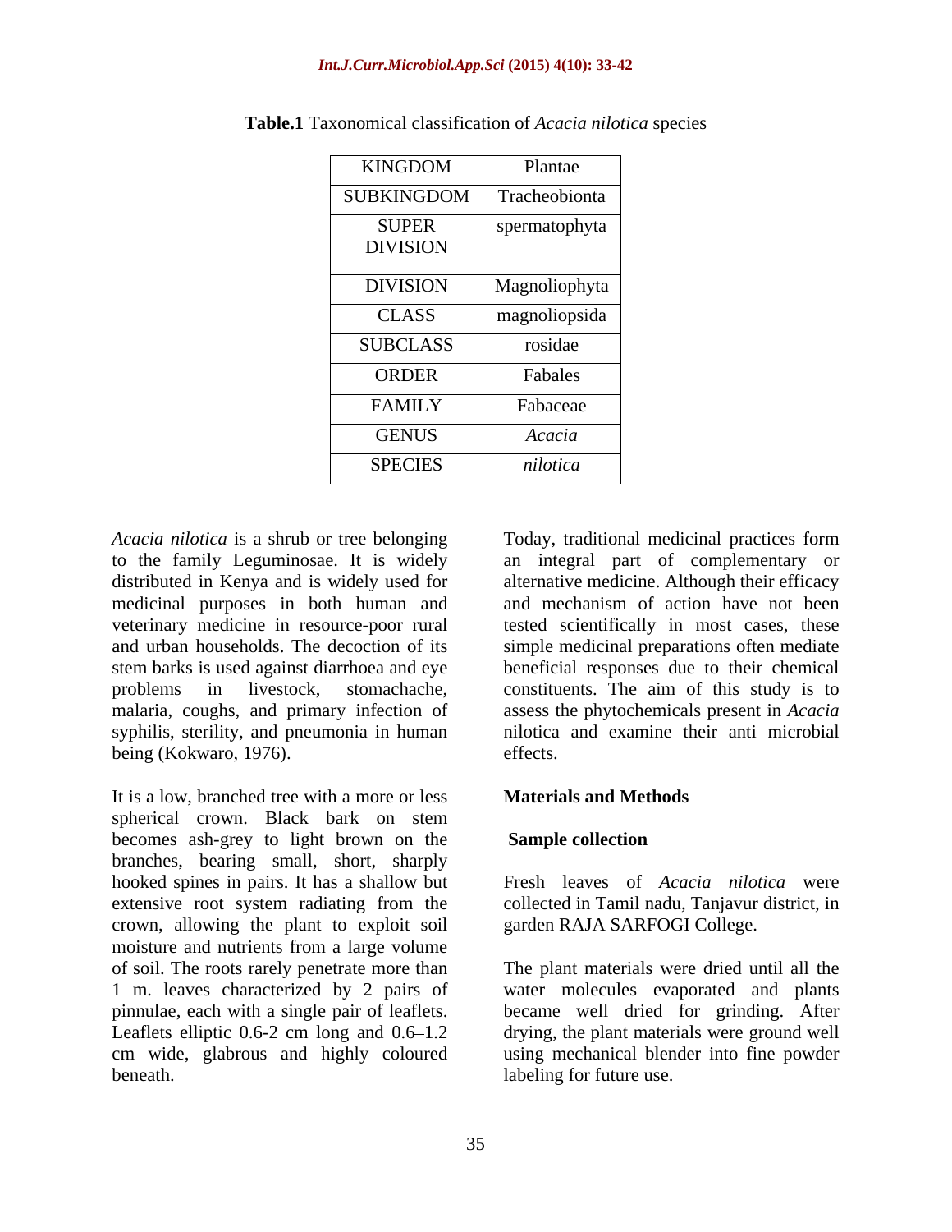**Table.1** Taxonomical classification of *Acacia nilotica* species

| | |
|---|---|
| KINGDOM | Plantae |
| SUBKINGDOM | Tracheobionta |
| SUPER DIVISION | spermatophyta |
| DIVISION | Magnoliophyta |
| CLASS | magnoliopsida |
| SUBCLASS | rosidae |
| ORDER | Fabales |
| FAMILY | Fabaceae |
| GENUS | *Acacia* |
| SPECIES | *nilotica* |

*Acacia nilotica* is a shrub or tree belonging to the family Leguminosae. It is widely distributed in Kenya and is widely used for medicinal purposes in both human and veterinary medicine in resource-poor rural and urban households. The decoction of its stem barks is used against diarrhoea and eye problems in livestock, stomachache, malaria, coughs, and primary infection of syphilis, sterility, and pneumonia in human being (Kokwaro, 1976).

It is a low, branched tree with a more or less spherical crown. Black bark on stem becomes ash-grey to light brown on the branches, bearing small, short, sharply hooked spines in pairs. It has a shallow but extensive root system radiating from the crown, allowing the plant to exploit soil moisture and nutrients from a large volume of soil. The roots rarely penetrate more than 1 m. leaves characterized by 2 pairs of pinnulae, each with a single pair of leaflets. Leaflets elliptic 0.6-2 cm long and 0.6–1.2 cm wide, glabrous and highly coloured beneath.

Today, traditional medicinal practices form an integral part of complementary or alternative medicine. Although their efficacy and mechanism of action have not been tested scientifically in most cases, these simple medicinal preparations often mediate beneficial responses due to their chemical constituents. The aim of this study is to assess the phytochemicals present in *Acacia* nilotica and examine their anti microbial effects.

## Materials and Methods

### Sample collection

Fresh leaves of *Acacia nilotica* were collected in Tamil nadu, Tanjavur district, in garden RAJA SARFOGI College.

The plant materials were dried until all the water molecules evaporated and plants became well dried for grinding. After drying, the plant materials were ground well using mechanical blender into fine powder labeling for future use.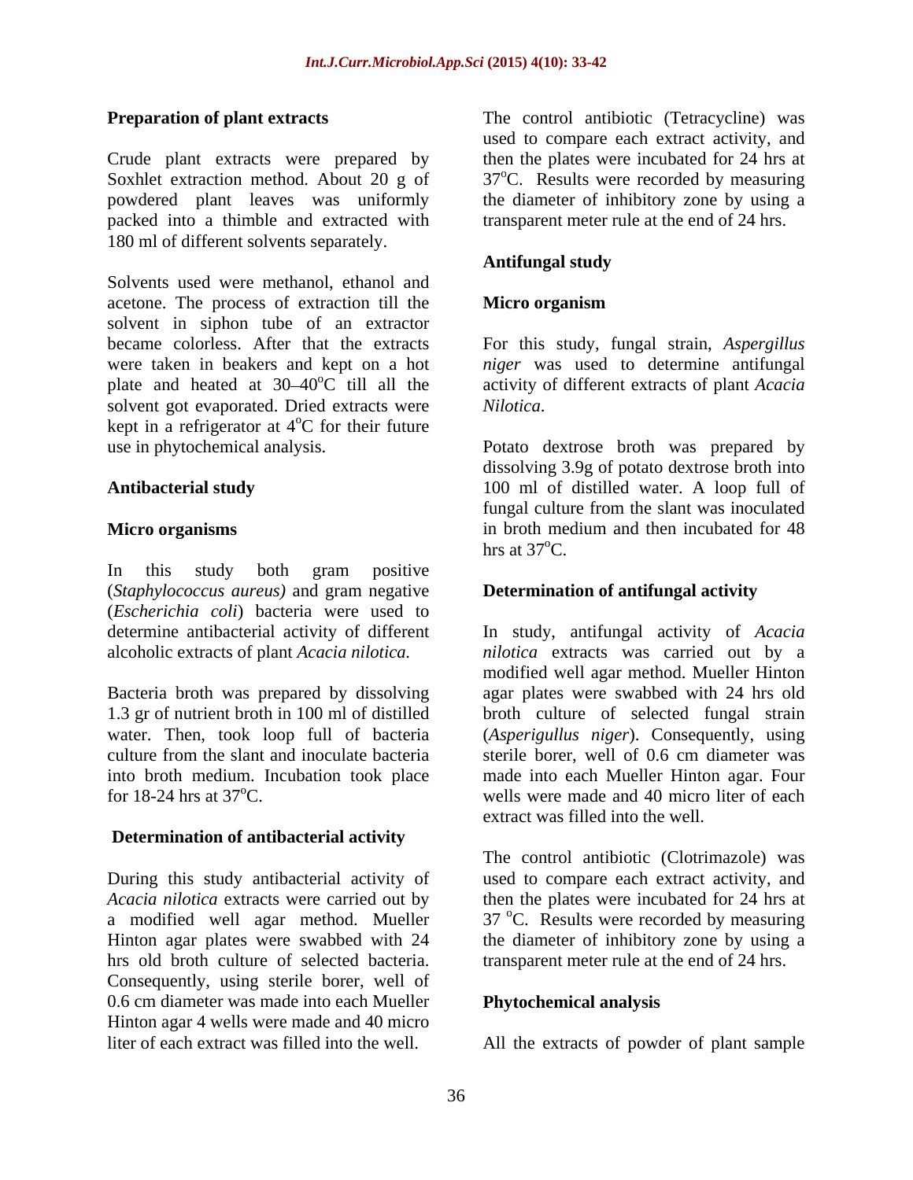### Preparation of plant extracts

Crude plant extracts were prepared by Soxhlet extraction method. About 20 g of powdered plant leaves was uniformly packed into a thimble and extracted with 180 ml of different solvents separately.

Solvents used were methanol, ethanol and acetone. The process of extraction till the solvent in siphon tube of an extractor became colorless. After that the extracts were taken in beakers and kept on a hot plate and heated at 30–40$^o$C till all the solvent got evaporated. Dried extracts were kept in a refrigerator at 4$^o$C for their future use in phytochemical analysis.

### Antibacterial study

### Micro organisms

In this study both gram positive (*Staphylococcus aureus)* and gram negative (*Escherichia coli*) bacteria were used to determine antibacterial activity of different alcoholic extracts of plant *Acacia nilotica.*

Bacteria broth was prepared by dissolving 1.3 gr of nutrient broth in 100 ml of distilled water. Then, took loop full of bacteria culture from the slant and inoculate bacteria into broth medium. Incubation took place for 18-24 hrs at 37$^o$C.

### Determination of antibacterial activity

During this study antibacterial activity of *Acacia nilotica* extracts were carried out by a modified well agar method. Mueller Hinton agar plates were swabbed with 24 hrs old broth culture of selected bacteria. Consequently, using sterile borer, well of 0.6 cm diameter was made into each Mueller Hinton agar 4 wells were made and 40 micro liter of each extract was filled into the well.

The control antibiotic (Tetracycline) was used to compare each extract activity, and then the plates were incubated for 24 hrs at 37$^o$C. Results were recorded by measuring the diameter of inhibitory zone by using a transparent meter rule at the end of 24 hrs.

### Antifungal study

### Micro organism

For this study, fungal strain, *Aspergillus niger* was used to determine antifungal activity of different extracts of plant *Acacia Nilotica*.

Potato dextrose broth was prepared by dissolving 3.9g of potato dextrose broth into 100 ml of distilled water. A loop full of fungal culture from the slant was inoculated in broth medium and then incubated for 48 hrs at 37$^o$C.

### Determination of antifungal activity

In study, antifungal activity of *Acacia nilotica* extracts was carried out by a modified well agar method. Mueller Hinton agar plates were swabbed with 24 hrs old broth culture of selected fungal strain (*Asperigullus niger*). Consequently, using sterile borer, well of 0.6 cm diameter was made into each Mueller Hinton agar. Four wells were made and 40 micro liter of each extract was filled into the well.

The control antibiotic (Clotrimazole) was used to compare each extract activity, and then the plates were incubated for 24 hrs at 37 $^o$C. Results were recorded by measuring the diameter of inhibitory zone by using a transparent meter rule at the end of 24 hrs.

### Phytochemical analysis

All the extracts of powder of plant sample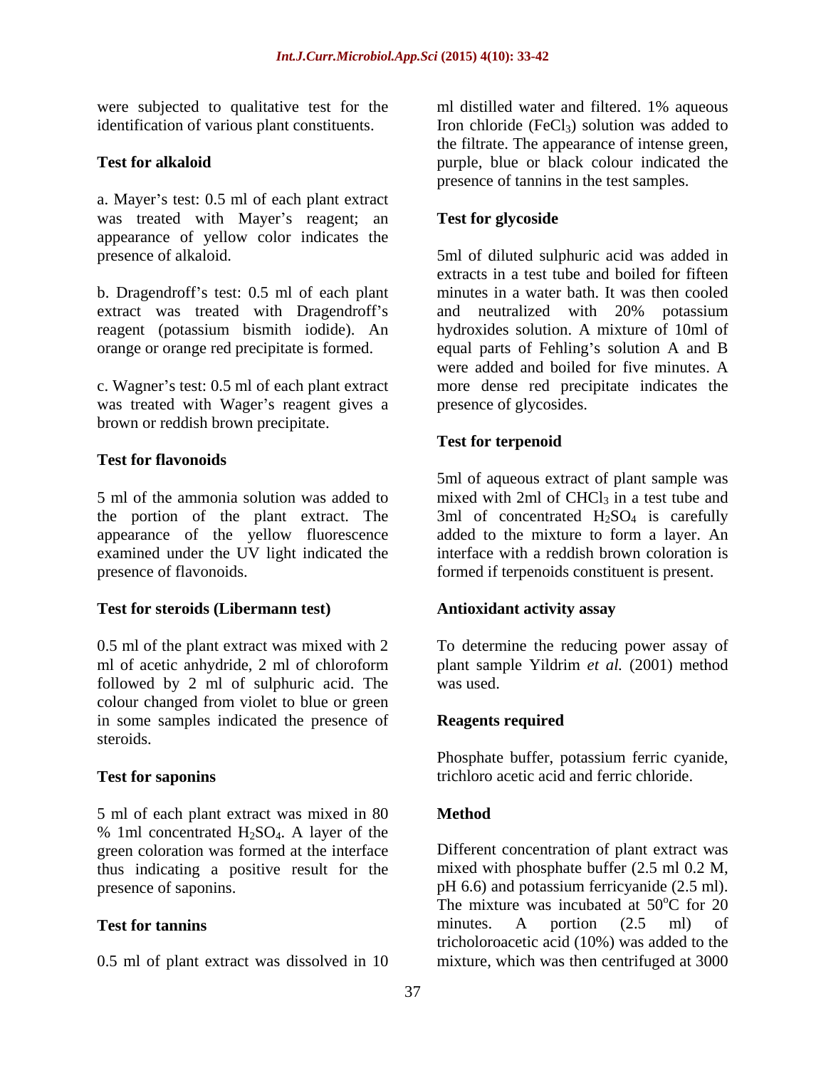were subjected to qualitative test for the identification of various plant constituents.

**Test for alkaloid**

a. Mayer's test: 0.5 ml of each plant extract was treated with Mayer's reagent; an appearance of yellow color indicates the presence of alkaloid.

b. Dragendroff's test: 0.5 ml of each plant extract was treated with Dragendroff's reagent (potassium bismith iodide). An orange or orange red precipitate is formed.

c. Wagner's test: 0.5 ml of each plant extract was treated with Wager's reagent gives a brown or reddish brown precipitate.

**Test for flavonoids**

5 ml of the ammonia solution was added to the portion of the plant extract. The appearance of the yellow fluorescence examined under the UV light indicated the presence of flavonoids.

**Test for steroids (Libermann test)**

0.5 ml of the plant extract was mixed with 2 ml of acetic anhydride, 2 ml of chloroform followed by 2 ml of sulphuric acid. The colour changed from violet to blue or green in some samples indicated the presence of steroids.

**Test for saponins**

5 ml of each plant extract was mixed in 80 % 1ml concentrated $H_2SO_4$. A layer of the green coloration was formed at the interface thus indicating a positive result for the presence of saponins.

**Test for tannins**

0.5 ml of plant extract was dissolved in 10 ml distilled water and filtered. 1% aqueous Iron chloride ($FeCl_3$) solution was added to the filtrate. The appearance of intense green, purple, blue or black colour indicated the presence of tannins in the test samples.

**Test for glycoside**

5ml of diluted sulphuric acid was added in extracts in a test tube and boiled for fifteen minutes in a water bath. It was then cooled and neutralized with 20% potassium hydroxides solution. A mixture of 10ml of equal parts of Fehling's solution A and B were added and boiled for five minutes. A more dense red precipitate indicates the presence of glycosides.

**Test for terpenoid**

5ml of aqueous extract of plant sample was mixed with 2ml of $CHCl_3$ in a test tube and 3ml of concentrated $H_2SO_4$ is carefully added to the mixture to form a layer. An interface with a reddish brown coloration is formed if terpenoids constituent is present.

**Antioxidant activity assay**

To determine the reducing power assay of plant sample Yildrim *et al.* (2001) method was used.

**Reagents required**

Phosphate buffer, potassium ferric cyanide, trichloro acetic acid and ferric chloride.

**Method**

Different concentration of plant extract was mixed with phosphate buffer (2.5 ml 0.2 M, pH 6.6) and potassium ferricyanide (2.5 ml). The mixture was incubated at 50°C for 20 minutes. A portion (2.5 ml) of tricholoroacetic acid (10%) was added to the mixture, which was then centrifuged at 3000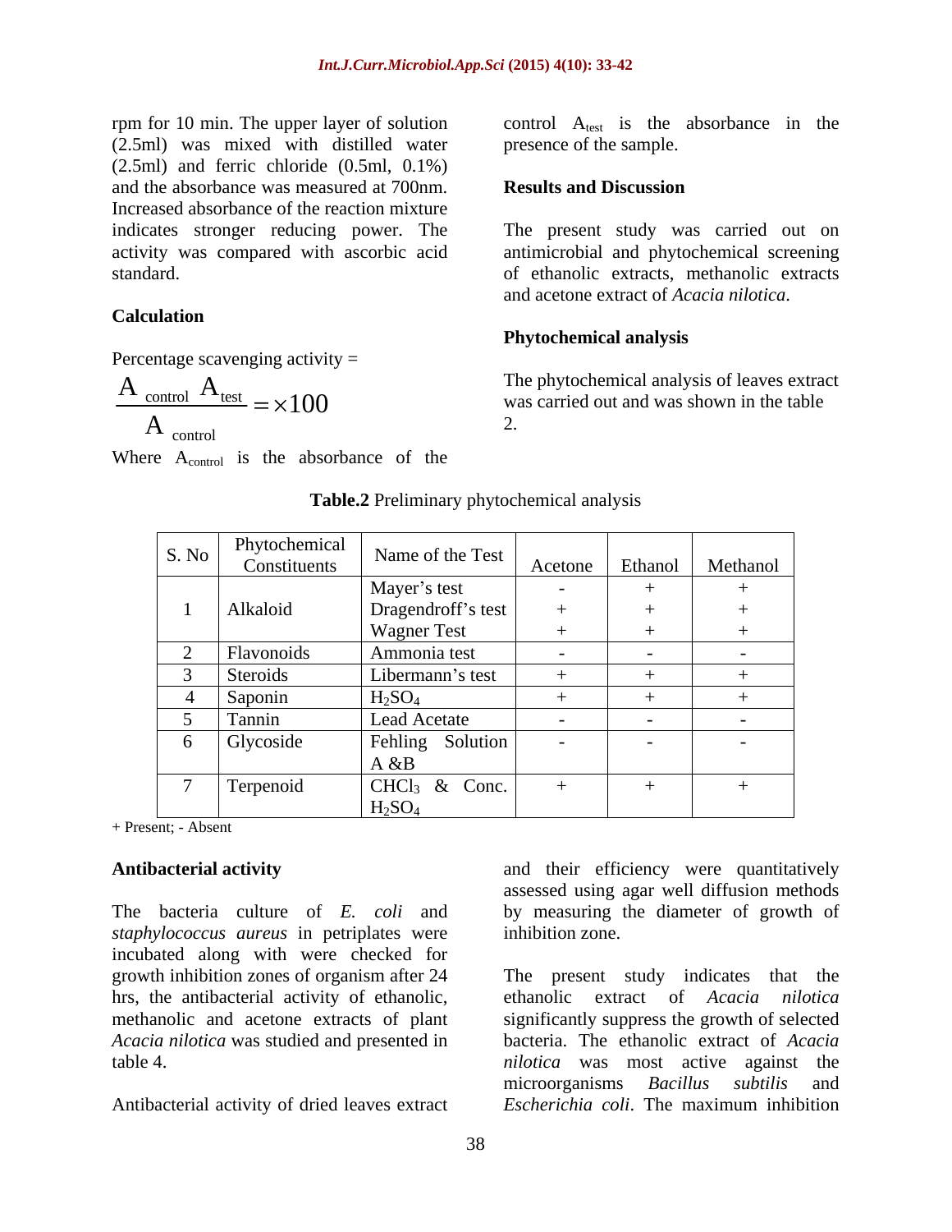rpm for 10 min. The upper layer of solution (2.5ml) was mixed with distilled water (2.5ml) and ferric chloride (0.5ml, 0.1%) and the absorbance was measured at 700nm. Increased absorbance of the reaction mixture indicates stronger reducing power. The activity was compared with ascorbic acid standard.

### Calculation

Percentage scavenging activity =

$$\frac{A_{control} \; A_{test}}{A_{control}} = \times 100$$

Where $A_{control}$ is the absorbance of the control $A_{test}$ is the absorbance in the presence of the sample.

## Results and Discussion

The present study was carried out on antimicrobial and phytochemical screening of ethanolic extracts, methanolic extracts and acetone extract of *Acacia nilotica*.

### Phytochemical analysis

The phytochemical analysis of leaves extract was carried out and was shown in the table 2.

**Table.2** Preliminary phytochemical analysis

| S. No | Phytochemical Constituents | Name of the Test | Acetone | Ethanol | Methanol |
|---|---|---|---|---|---|
| 1 | Alkaloid | Mayer's test | - | + | + |
| | | Dragendroff's test | + | + | + |
| | | Wagner Test | + | + | + |
| 2 | Flavonoids | Ammonia test | - | - | - |
| 3 | Steroids | Libermann's test | + | + | + |
| 4 | Saponin | $H_2SO_4$ | + | + | + |
| 5 | Tannin | Lead Acetate | - | - | - |
| 6 | Glycoside | Fehling Solution A &B | - | - | - |
| 7 | Terpenoid | $CHCl_3$ & Conc. $H_2SO_4$ | + | + | + |

+ Present; - Absent

### Antibacterial activity

The bacteria culture of *E. coli* and *staphylococcus aureus* in petriplates were incubated along with were checked for growth inhibition zones of organism after 24 hrs, the antibacterial activity of ethanolic, methanolic and acetone extracts of plant *Acacia nilotica* was studied and presented in table 4.

Antibacterial activity of dried leaves extract and their efficiency were quantitatively assessed using agar well diffusion methods by measuring the diameter of growth of inhibition zone.

The present study indicates that the ethanolic extract of *Acacia nilotica* significantly suppress the growth of selected bacteria. The ethanolic extract of *Acacia nilotica* was most active against the microorganisms *Bacillus subtilis* and *Escherichia coli*. The maximum inhibition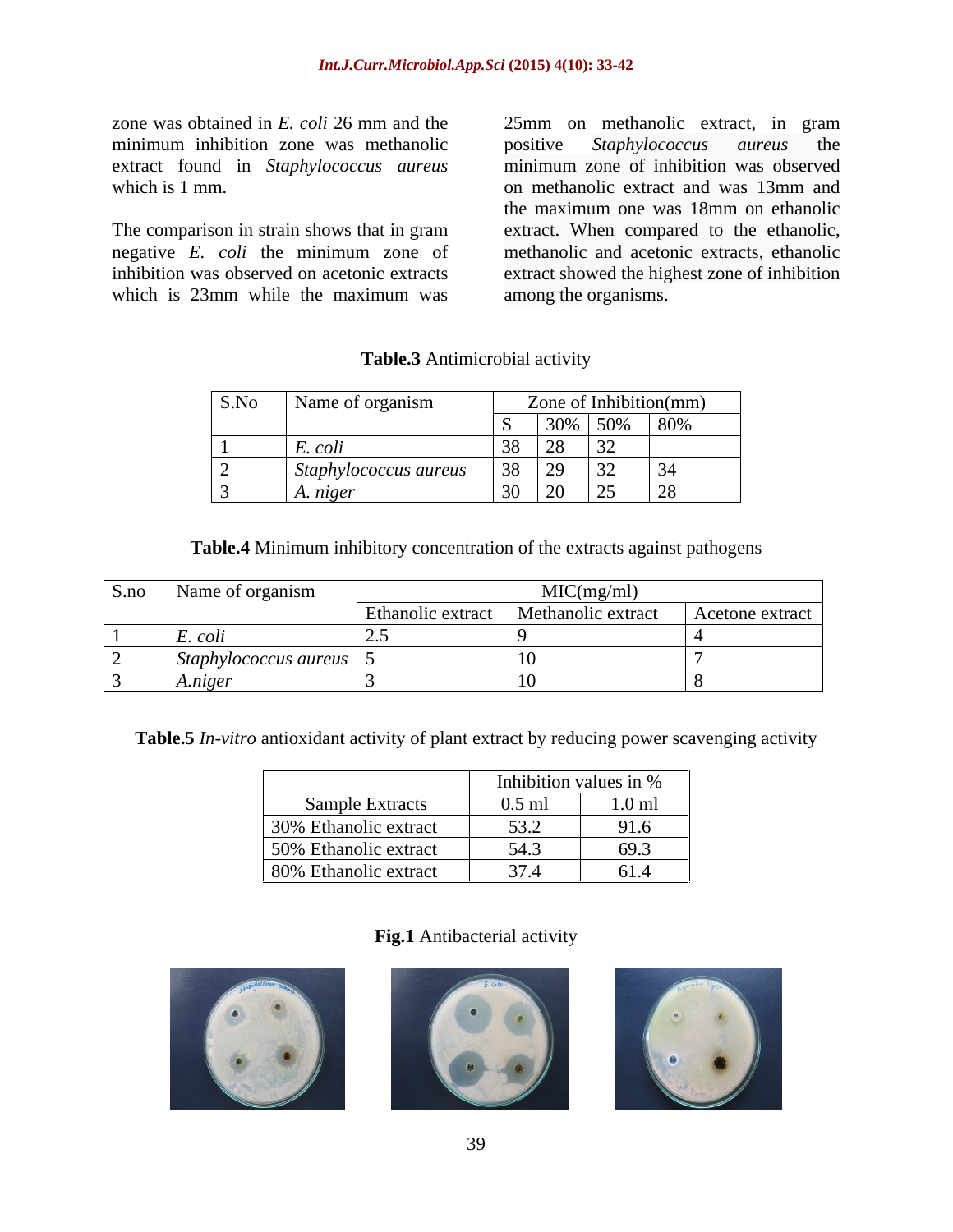zone was obtained in *E. coli* 26 mm and the minimum inhibition zone was methanolic extract found in *Staphylococcus aureus* which is 1 mm.

The comparison in strain shows that in gram negative *E. coli* the minimum zone of inhibition was observed on acetonic extracts which is 23mm while the maximum was 25mm on methanolic extract, in gram positive *Staphylococcus aureus* the minimum zone of inhibition was observed on methanolic extract and was 13mm and the maximum one was 18mm on ethanolic extract. When compared to the ethanolic, methanolic and acetonic extracts, ethanolic extract showed the highest zone of inhibition among the organisms.

**Table.3** Antimicrobial activity

| S.No | Name of organism | Zone of Inhibition(mm) | | | |
|---|---|---|---|---|---|
| | | S | 30% | 50% | 80% |
| 1 | *E. coli* | 38 | 28 | 32 | |
| 2 | *Staphylococcus aureus* | 38 | 29 | 32 | 34 |
| 3 | *A. niger* | 30 | 20 | 25 | 28 |

**Table.4** Minimum inhibitory concentration of the extracts against pathogens

| S.no | Name of organism | MIC(mg/ml) | | |
|---|---|---|---|---|
| | | Ethanolic extract | Methanolic extract | Acetone extract |
| 1 | *E. coli* | 2.5 | 9 | 4 |
| 2 | *Staphylococcus aureus* | 5 | 10 | 7 |
| 3 | *A.niger* | 3 | 10 | 8 |

**Table.5** *In-vitro* antioxidant activity of plant extract by reducing power scavenging activity

| Sample Extracts | Inhibition values in % | |
|---|---|---|
| | 0.5 ml | 1.0 ml |
| 30% Ethanolic extract | 53.2 | 91.6 |
| 50% Ethanolic extract | 54.3 | 69.3 |
| 80% Ethanolic extract | 37.4 | 61.4 |

**Fig.1** Antibacterial activity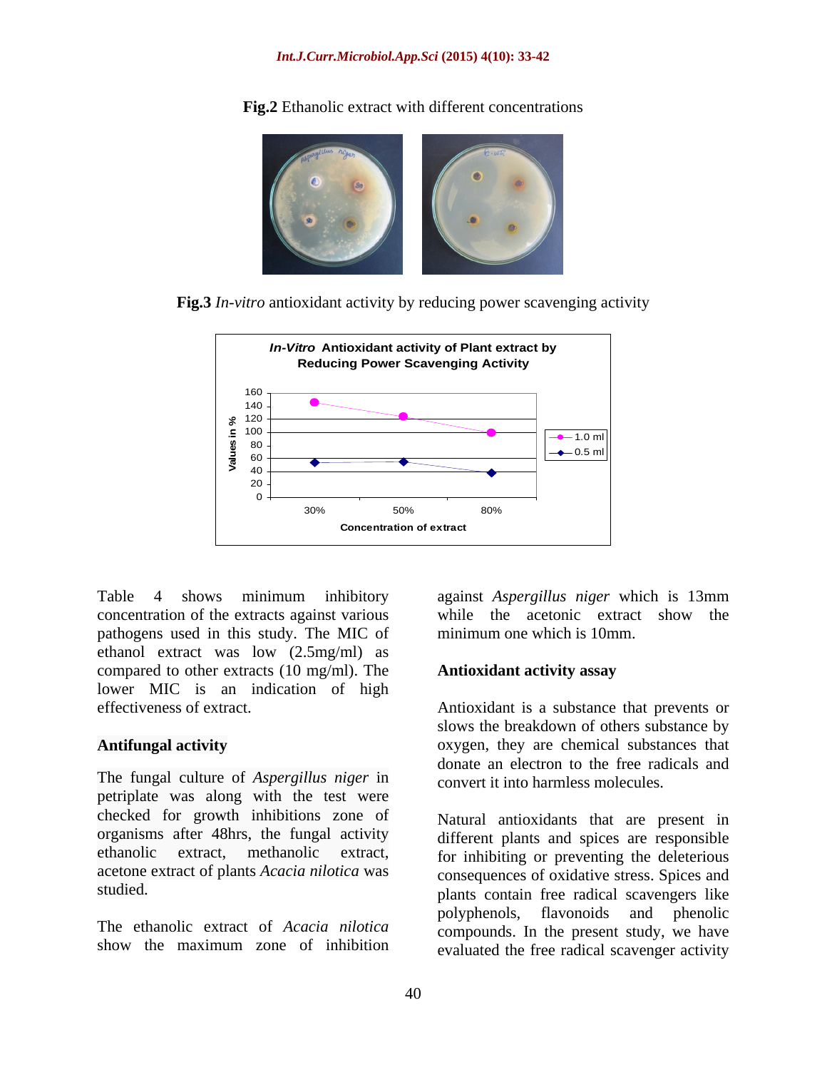**Fig.2** Ethanolic extract with different concentrations

**Fig.3** *In-vitro* antioxidant activity by reducing power scavenging activity

Table 4 shows minimum inhibitory concentration of the extracts against various pathogens used in this study. The MIC of ethanol extract was low (2.5mg/ml) as compared to other extracts (10 mg/ml). The lower MIC is an indication of high effectiveness of extract.

### Antifungal activity

The fungal culture of *Aspergillus niger* in petriplate was along with the test were checked for growth inhibitions zone of organisms after 48hrs, the fungal activity ethanolic extract, methanolic extract, acetone extract of plants *Acacia nilotica* was studied.

The ethanolic extract of *Acacia nilotica* show the maximum zone of inhibition against *Aspergillus niger* which is 13mm while the acetonic extract show the minimum one which is 10mm.

### Antioxidant activity assay

Antioxidant is a substance that prevents or slows the breakdown of others substance by oxygen, they are chemical substances that donate an electron to the free radicals and convert it into harmless molecules.

Natural antioxidants that are present in different plants and spices are responsible for inhibiting or preventing the deleterious consequences of oxidative stress. Spices and plants contain free radical scavengers like polyphenols, flavonoids and phenolic compounds. In the present study, we have evaluated the free radical scavenger activity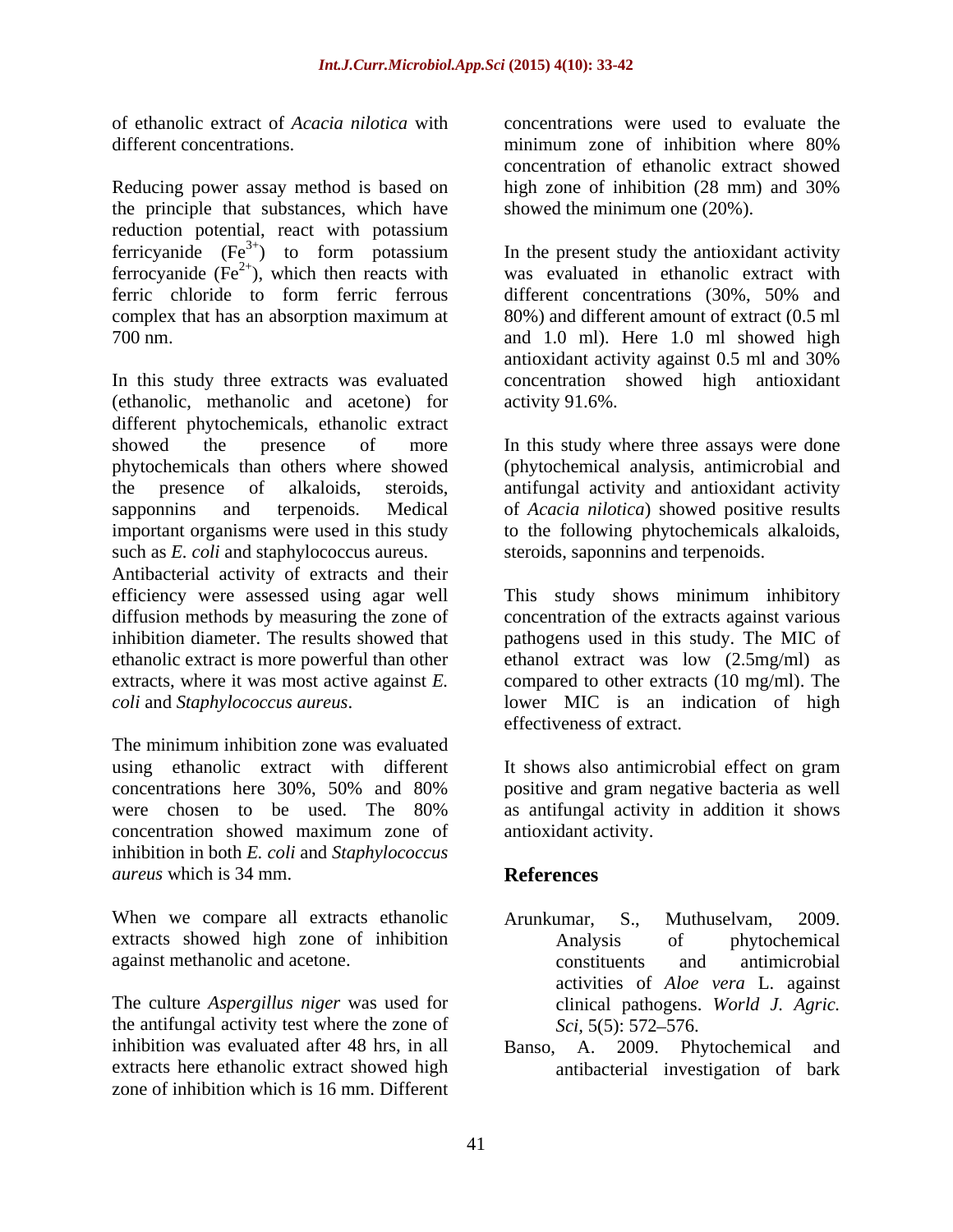of ethanolic extract of *Acacia nilotica* with different concentrations.

Reducing power assay method is based on the principle that substances, which have reduction potential, react with potassium ferricyanide ($Fe^{3+}$) to form potassium ferrocyanide ($Fe^{2+}$), which then reacts with ferric chloride to form ferric ferrous complex that has an absorption maximum at 700 nm.

In this study three extracts was evaluated (ethanolic, methanolic and acetone) for different phytochemicals, ethanolic extract showed the presence of more phytochemicals than others where showed the presence of alkaloids, steroids, sapponnins and terpenoids. Medical important organisms were used in this study such as *E. coli* and staphylococcus aureus. Antibacterial activity of extracts and their efficiency were assessed using agar well diffusion methods by measuring the zone of inhibition diameter. The results showed that ethanolic extract is more powerful than other extracts, where it was most active against *E. coli* and *Staphylococcus aureus*.

The minimum inhibition zone was evaluated using ethanolic extract with different concentrations here 30%, 50% and 80% were chosen to be used. The 80% concentration showed maximum zone of inhibition in both *E. coli* and *Staphylococcus aureus* which is 34 mm.

When we compare all extracts ethanolic extracts showed high zone of inhibition against methanolic and acetone.

The culture *Aspergillus niger* was used for the antifungal activity test where the zone of inhibition was evaluated after 48 hrs, in all extracts here ethanolic extract showed high zone of inhibition which is 16 mm. Different concentrations were used to evaluate the minimum zone of inhibition where 80% concentration of ethanolic extract showed high zone of inhibition (28 mm) and 30% showed the minimum one (20%).

In the present study the antioxidant activity was evaluated in ethanolic extract with different concentrations (30%, 50% and 80%) and different amount of extract (0.5 ml and 1.0 ml). Here 1.0 ml showed high antioxidant activity against 0.5 ml and 30% concentration showed high antioxidant activity 91.6%.

In this study where three assays were done (phytochemical analysis, antimicrobial and antifungal activity and antioxidant activity of *Acacia nilotica*) showed positive results to the following phytochemicals alkaloids, steroids, saponnins and terpenoids.

This study shows minimum inhibitory concentration of the extracts against various pathogens used in this study. The MIC of ethanol extract was low (2.5mg/ml) as compared to other extracts (10 mg/ml). The lower MIC is an indication of high effectiveness of extract.

It shows also antimicrobial effect on gram positive and gram negative bacteria as well as antifungal activity in addition it shows antioxidant activity.

## References

Arunkumar, S., Muthuselvam, 2009. Analysis of phytochemical constituents and antimicrobial activities of *Aloe vera* L. against clinical pathogens. *World J. Agric. Sci*, 5(5): 572–576.

Banso, A. 2009. Phytochemical and antibacterial investigation of bark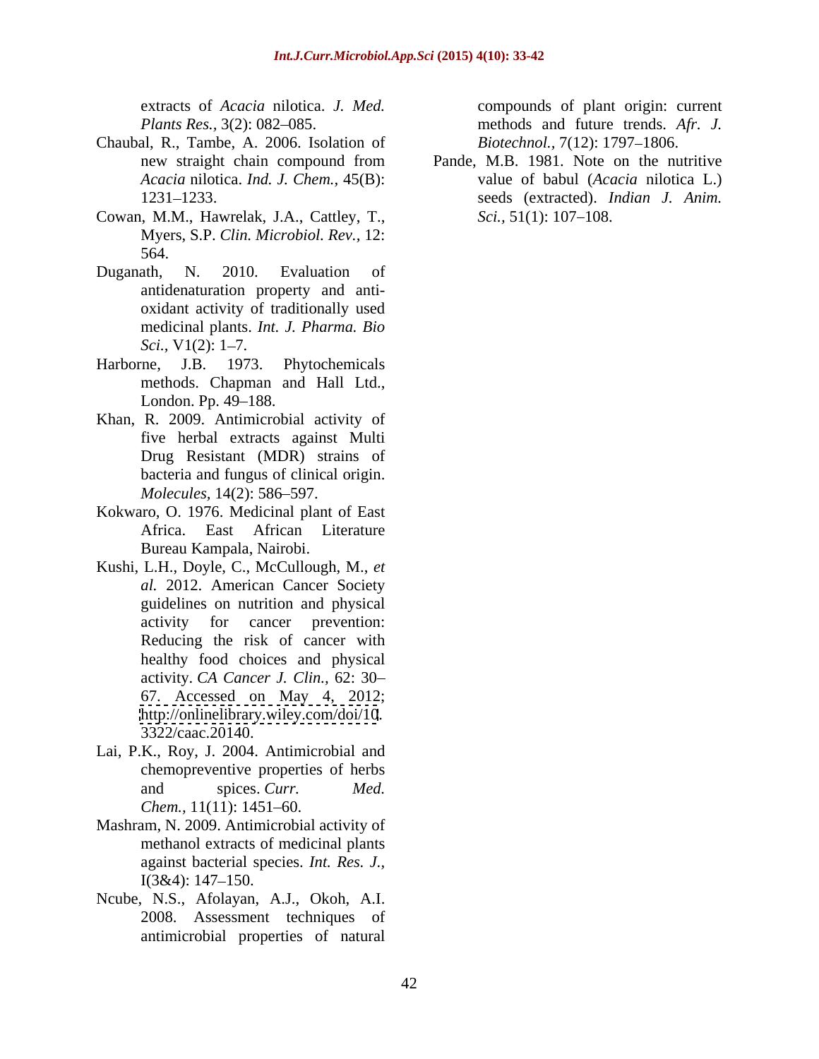extracts of *Acacia* nilotica. *J. Med. Plants Res.,* 3(2): 082–085.

Chaubal, R., Tambe, A. 2006. Isolation of new straight chain compound from *Acacia* nilotica. *Ind. J. Chem.,* 45(B): 1231–1233.

Cowan, M.M., Hawrelak, J.A., Cattley, T., Myers, S.P. *Clin. Microbiol. Rev.,* 12: 564.

Duganath, N. 2010. Evaluation of antidenaturation property and anti-oxidant activity of traditionally used medicinal plants. *Int. J. Pharma. Bio Sci.,* V1(2): 1–7.

Harborne, J.B. 1973. Phytochemicals methods. Chapman and Hall Ltd., London. Pp. 49–188.

Khan, R. 2009. Antimicrobial activity of five herbal extracts against Multi Drug Resistant (MDR) strains of bacteria and fungus of clinical origin. *Molecules,* 14(2): 586–597.

Kokwaro, O. 1976. Medicinal plant of East Africa. East African Literature Bureau Kampala, Nairobi.

Kushi, L.H., Doyle, C., McCullough, M., *et al.* 2012. American Cancer Society guidelines on nutrition and physical activity for cancer prevention: Reducing the risk of cancer with healthy food choices and physical activity. *CA Cancer J. Clin.,* 62: 30–67. Accessed on May 4, 2012; http://onlinelibrary.wiley.com/doi/10. 3322/caac.20140.

Lai, P.K., Roy, J. 2004. Antimicrobial and chemopreventive properties of herbs and spices. *Curr. Med. Chem.,* 11(11): 1451–60.

Mashram, N. 2009. Antimicrobial activity of methanol extracts of medicinal plants against bacterial species. *Int. Res. J.,* I(3&4): 147–150.

Ncube, N.S., Afolayan, A.J., Okoh, A.I. 2008. Assessment techniques of antimicrobial properties of natural compounds of plant origin: current methods and future trends. *Afr. J. Biotechnol.,* 7(12): 1797–1806.

Pande, M.B. 1981. Note on the nutritive value of babul (*Acacia* nilotica L.) seeds (extracted). *Indian J. Anim. Sci.,* 51(1): 107–108.